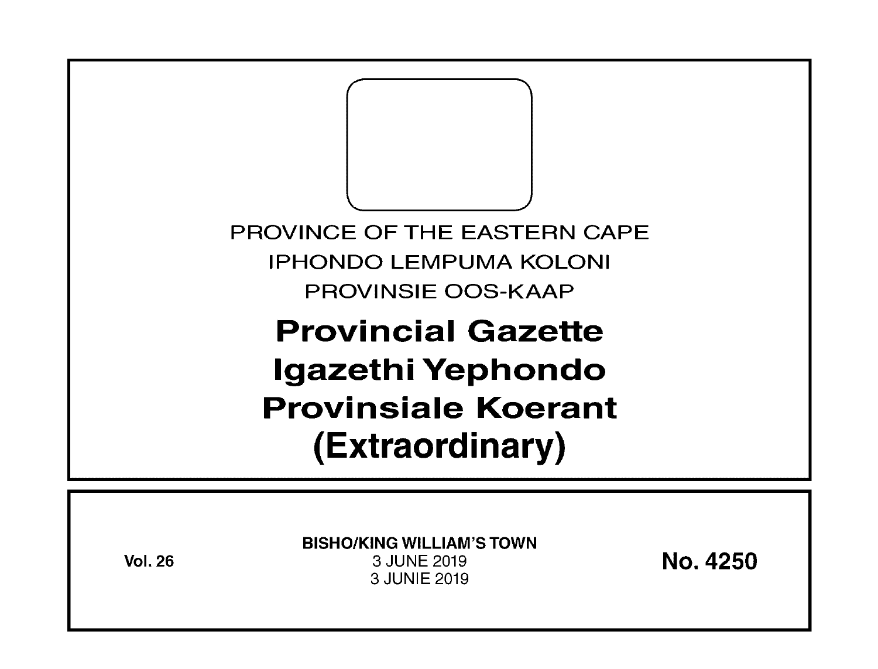PROVINCE OF THE EASTERN CAPE

IPHONDO LEMPUMA KOLONI

PROVINSIE OOS-KAAP

# Provincial Gazette
# Igazethi Yephondo
# Provinsiale Koerant
# (Extraordinary)

**Vol. 26**

**BISHO/KING WILLIAM'S TOWN**

3 JUNE 2019

3 JUNIE 2019

**No. 4250**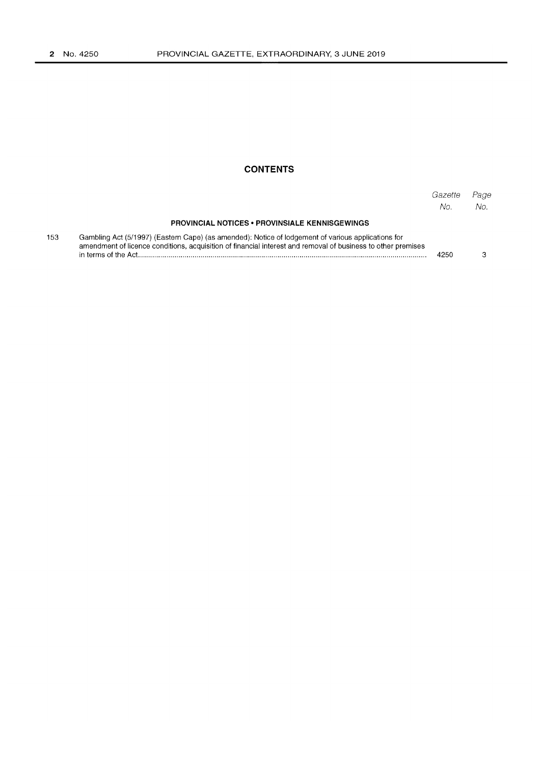## CONTENTS

| | | Gazette No. | Page No. |
|---|---|---|---|
| | **PROVINCIAL NOTICES • PROVINSIALE KENNISGEWINGS** | | |
| 153 | Gambling Act (5/1997) (Eastern Cape) (as amended): Notice of lodgement of various applications for amendment of licence conditions, acquisition of financial interest and removal of business to other premises in terms of the Act | 4250 | 3 |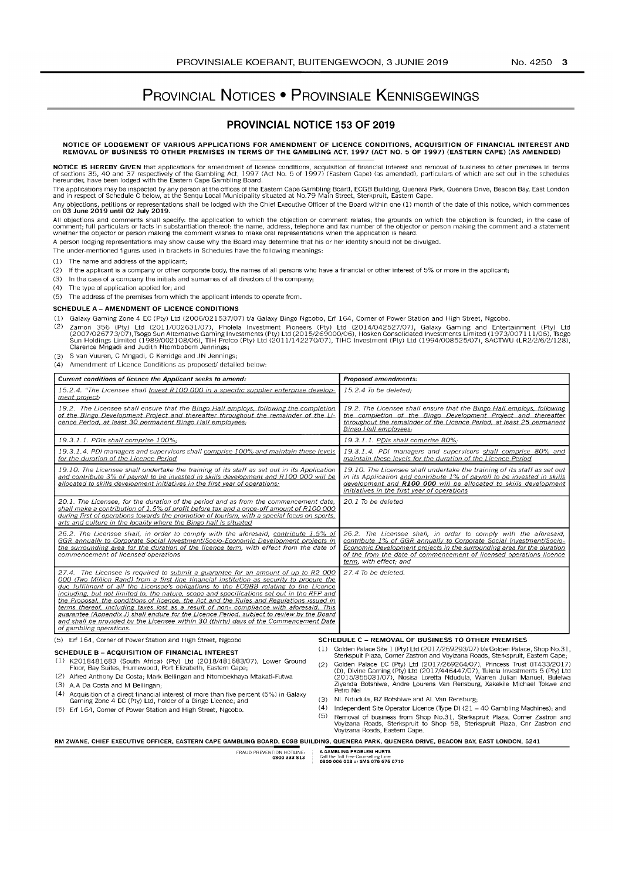# Provincial Notices • Provinsiale Kennisgewings

## PROVINCIAL NOTICE 153 OF 2019

**NOTICE OF LODGEMENT OF VARIOUS APPLICATIONS FOR AMENDMENT OF LICENCE CONDITIONS, ACQUISITION OF FINANCIAL INTEREST AND REMOVAL OF BUSINESS TO OTHER PREMISES IN TERMS OF THE GAMBLING ACT, 1997 (ACT NO. 5 OF 1997) (EASTERN CAPE) (AS AMENDED)**

**NOTICE IS HEREBY GIVEN** that applications for amendment of licence conditions, acquisition of financial interest and removal of business to other premises in terms of sections 35, 40 and 37 respectively of the Gambling Act, 1997 (Act No. 5 of 1997) (Eastern Cape) (as amended), particulars of which are set out in the schedules hereunder, have been lodged with the Eastern Cape Gambling Board.

The applications may be inspected by any person at the offices of the Eastern Cape Gambling Board, ECGB Building, Quenera Park, Quenera Drive, Beacon Bay, East London and in respect of Schedule C below, at the Senqu Local Municipality situated at No.79 Main Street, Sterkspruit, Eastern Cape.

Any objections, petitions or representations shall be lodged with the Chief Executive Officer of the Board within one (1) month of the date of this notice, which commences on **03 June 2019 until 02 July 2019.**

All objections and comments shall specify: the application to which the objection or comment relates; the grounds on which the objection is founded; in the case of comment; full particulars or facts in substantiation thereof: the name, address, telephone and fax number of the objector or person making the comment and a statement whether the objector or person making the comment wishes to make oral representations when the application is heard.

A person lodging representations may show cause why the Board may determine that his or her identity should not be divulged.

The under-mentioned figures used in brackets in Schedules have the following meanings:

(1) The name and address of the applicant;
(2) If the applicant is a company or other corporate body, the names of all persons who have a financial or other interest of 5% or more in the applicant;
(3) In the case of a company the initials and surnames of all directors of the company;
(4) The type of application applied for; and
(5) The address of the premises from which the applicant intends to operate from.

### SCHEDULE A – AMENDMENT OF LICENCE CONDITIONS

(1) Galaxy Gaming Zone 4 EC (Pty) Ltd (2006/021537/07) t/a Galaxy Bingo Ngcobo, Erf 164, Corner of Power Station and High Street, Ngcobo.
(2) Zamori 356 (Pty) Ltd (2011/002631/07), Pholela Investment Pioneers (Pty) Ltd (2014/042527/07), Galaxy Gaming and Entertainment (Pty) Ltd (2007/026773/07),Tsogo Sun Alternative Gaming Investments (Pty) Ltd (2015/269000/06), Hosken Consolidated Investments Limited (1973/007111/06), Tsogo Sun Holdings Limited (1989/002108/06), TIH Prefco (Pty) Ltd (2011/142270/07), TIHC Investment (Pty) Ltd (1994/008525/07), SACTWU (LR2/2/6/2/128), Clarence Mngadi and Judith Ntombobom Jennings;
(3) S van Vuuren, C Mngadi, C Kerridge and JN Jennings;
(4) Amendment of Licence Conditions as proposed/ detailed below:

| *Current conditions of licence the Applicant seeks to amend:* | *Proposed amendments:* |
|---|---|
| *15.2.4. "The Licensee shall Invest R100 000 in a specific supplier enterprise development project;* | *15.2.4 To be deleted;* |
| *19.2. The Licensee shall ensure that the Bingo Hall employs, following the completion of the Bingo Development Project and thereafter throughout the remainder of the Licence Period, at least 30 permanent Bingo Hall employees;* | *19.2. The Licensee shall ensure that the Bingo Hall employs, following the completion of the Bingo Development Project and thereafter throughout the remainder of the Licence Period, at least 25 permanent Bingo Hall employees;* |
| *19.3.1.1. PDIs shall comprise 100%;* | *19.3.1.1. PDIs shall comprise 80%;* |
| *19.3.1.4. PDI managers and supervisors shall comprise 100% and maintain these levels for the duration of the Licence Period* | *19.3.1.4. PDI managers and supervisors shall comprise 80% and maintain these levels for the duration of the Licence Period* |
| *19.10. The Licensee shall undertake the training of its staff as set out in its Application and contribute 3% of payroll to be invested in skills development and R100 000 will be allocated to skills development initiatives in the first year of operations;* | *19.10. The Licensee shall undertake the training of its staff as set out in its Application and contribute 1% of payroll to be invested in skills development and **R100 000** will be allocated to skills development initiatives in the first year of operations* |
| *20.1. The Licensee, for the duration of the period and as from the commencement date, shall make a contribution of 1.5% of profit before tax and a once-off amount of R100 000 during first of operations towards the promotion of tourism, with a special focus on sports, arts and culture in the locality where the Bingo hall is situated* | *20.1 To be deleted* |
| *26.2. The Licensee shall, in order to comply with the aforesaid, contribute 1.5% of GGR annually to Corporate Social Investment/Socio-Economic Development projects in the surrounding area for the duration of the licence term, with effect from the date of commencement of licensed operations* | *26.2. The Licensee shall, in order to comply with the aforesaid, contribute 1% of GGR annually to Corporate Social Investment/Socio-Economic Development projects in the surrounding area for the duration of the from the date of commencement of licensed operations licence term, with effect; and* |
| *27.4. The Licensee is required to submit a guarantee for an amount of up to R2 000 000 (Two Million Rand) from a first line financial institution as security to procure the due fulfilment of all the Licensee's obligations to the ECGBB relating to the Licence including, but not limited to, the nature, scope and specifications set out in the RFP and the Proposal, the conditions of licence, the Act and the Rules and Regulations issued in terms thereof, including taxes lost as a result of non- compliance with aforesaid. This guarantee (Appendix J) shall endure for the Licence Period, subject to review by the Board and shall be provided by the Licensee within 30 (thirty) days of the Commencement Date of gambling operations.* | *27.4 To be deleted.* |

(5) Erf 164, Corner of Power Station and High Street, Ngcobo

### SCHEDULE B – ACQUISITION OF FINANCIAL INTEREST

(1) K2018481683 (South Africa) (Pty) Ltd (2018/481683/07), Lower Ground Floor, Bay Suites, Humewood, Port Elizabeth, Eastern Cape;
(2) Alfred Anthony Da Costa; Mark Bellingan and Ntombekhaya Mtakati-Futwa
(3) A.A Da Costa and M Bellingan;
(4) Acquisition of a direct financial interest of more than five percent (5%) in Galaxy Gaming Zone 4 EC (Pty) Ltd, holder of a Bingo Licence; and
(5) Erf 164, Corner of Power Station and High Street, Ngcobo.

### SCHEDULE C – REMOVAL OF BUSINESS TO OTHER PREMISES

(1) Golden Palace Site 1 (Pty) Ltd (2017/269293/07) t/a Golden Palace, Shop No.31, Sterkspruit Plaza, Corner Zastron and Voyizana Roads, Sterkspruit, Eastern Cape;
(2) Golden Palace EC (Pty) Ltd (2017/269264/07), Princess Trust (IT433/2017) (D), Divine Gaming (Pty) Ltd (2017/446447/07), Tukela Investments 5 (Pty) Ltd (2015/355031/07), Nosisa Loretta Ndudula, Warren Julian Manuel, Bulelwa Ziyanda Botshiwe, Andre Lourens Van Rensburg, Xakekile Michael Tokwe and Petro Nel
(3) NL Ndudula, BZ Botshiwe and AL Van Rensburg;
(4) Independent Site Operator Licence (Type D) (21 – 40 Gambling Machines); and
(5) Removal of business from Shop No.31, Sterkspruit Plaza, Corner Zastron and Voyizana Roads, Sterkspruit to Shop 58, Sterkspruit Plaza, Cnr Zastron and Voyizana Roads, Eastern Cape.

**RM ZWANE, CHIEF EXECUTIVE OFFICER, EASTERN CAPE GAMBLING BOARD, ECGB BUILDING, QUENERA PARK, QUENERA DRIVE, BEACON BAY, EAST LONDON, 5241**